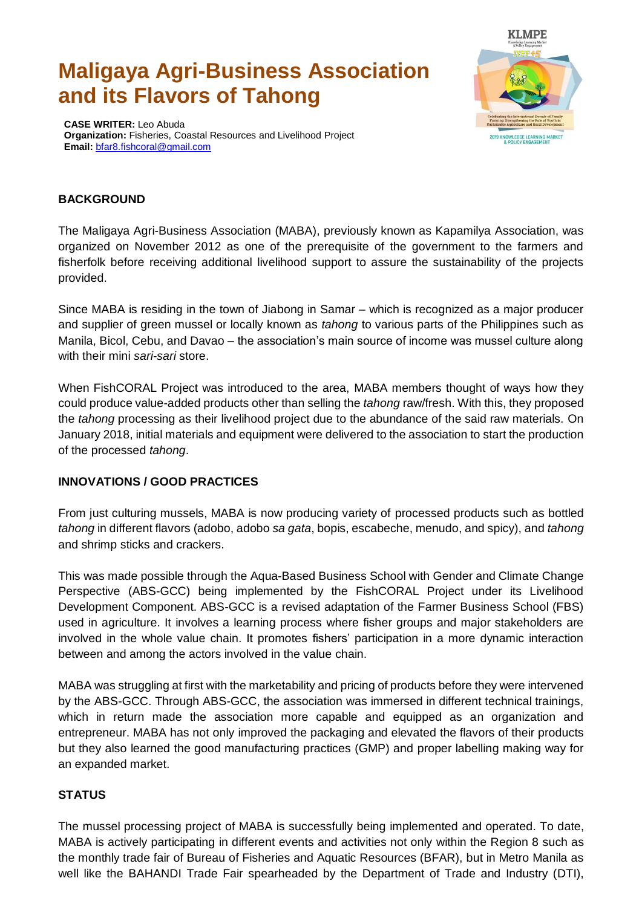# Maligaya Agri-Business Association and its Flavors of Tahong

**CASE WRITER:** Leo Abuda
**Organization:** Fisheries, Coastal Resources and Livelihood Project
**Email:** bfar8.fishcoral@gmail.com

## BACKGROUND

The Maligaya Agri-Business Association (MABA), previously known as Kapamilya Association, was organized on November 2012 as one of the prerequisite of the government to the farmers and fisherfolk before receiving additional livelihood support to assure the sustainability of the projects provided.

Since MABA is residing in the town of Jiabong in Samar – which is recognized as a major producer and supplier of green mussel or locally known as *tahong* to various parts of the Philippines such as Manila, Bicol, Cebu, and Davao – the association's main source of income was mussel culture along with their mini *sari-sari* store.

When FishCORAL Project was introduced to the area, MABA members thought of ways how they could produce value-added products other than selling the *tahong* raw/fresh. With this, they proposed the *tahong* processing as their livelihood project due to the abundance of the said raw materials. On January 2018, initial materials and equipment were delivered to the association to start the production of the processed *tahong*.

## INNOVATIONS / GOOD PRACTICES

From just culturing mussels, MABA is now producing variety of processed products such as bottled *tahong* in different flavors (adobo, adobo *sa gata*, bopis, escabeche, menudo, and spicy), and *tahong* and shrimp sticks and crackers.

This was made possible through the Aqua-Based Business School with Gender and Climate Change Perspective (ABS-GCC) being implemented by the FishCORAL Project under its Livelihood Development Component. ABS-GCC is a revised adaptation of the Farmer Business School (FBS) used in agriculture. It involves a learning process where fisher groups and major stakeholders are involved in the whole value chain. It promotes fishers' participation in a more dynamic interaction between and among the actors involved in the value chain.

MABA was struggling at first with the marketability and pricing of products before they were intervened by the ABS-GCC. Through ABS-GCC, the association was immersed in different technical trainings, which in return made the association more capable and equipped as an organization and entrepreneur. MABA has not only improved the packaging and elevated the flavors of their products but they also learned the good manufacturing practices (GMP) and proper labelling making way for an expanded market.

## STATUS

The mussel processing project of MABA is successfully being implemented and operated. To date, MABA is actively participating in different events and activities not only within the Region 8 such as the monthly trade fair of Bureau of Fisheries and Aquatic Resources (BFAR), but in Metro Manila as well like the BAHANDI Trade Fair spearheaded by the Department of Trade and Industry (DTI),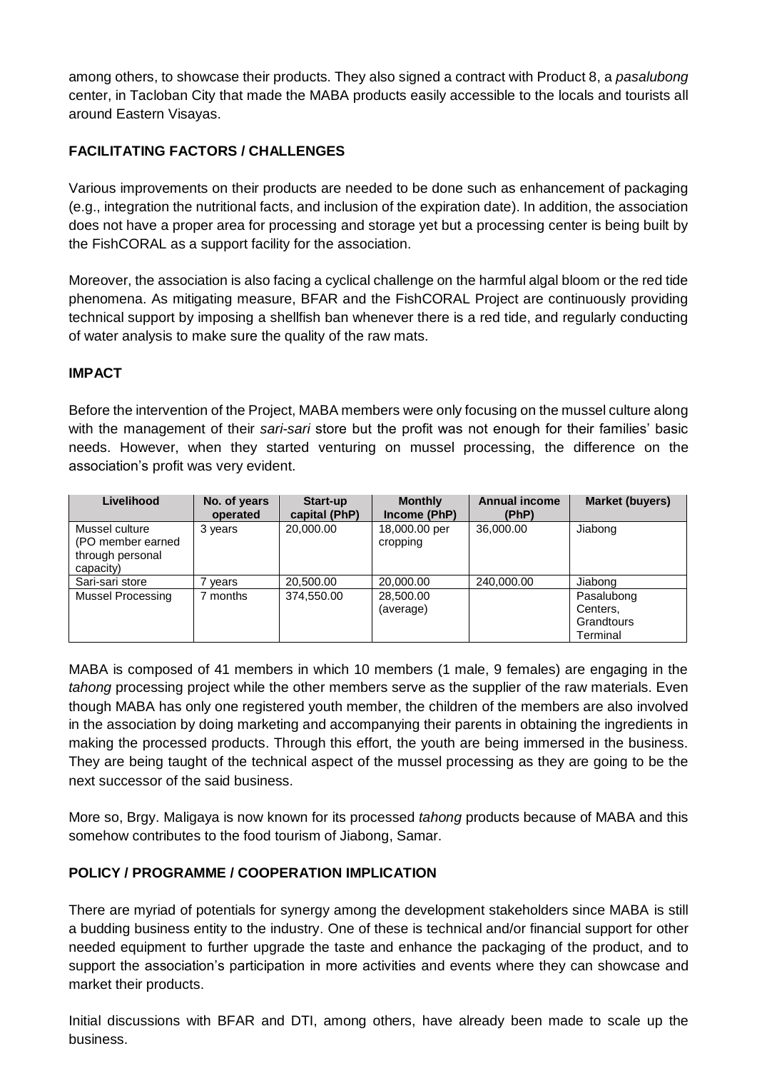among others, to showcase their products. They also signed a contract with Product 8, a *pasalubong* center, in Tacloban City that made the MABA products easily accessible to the locals and tourists all around Eastern Visayas.

## FACILITATING FACTORS / CHALLENGES

Various improvements on their products are needed to be done such as enhancement of packaging (e.g., integration the nutritional facts, and inclusion of the expiration date). In addition, the association does not have a proper area for processing and storage yet but a processing center is being built by the FishCORAL as a support facility for the association.

Moreover, the association is also facing a cyclical challenge on the harmful algal bloom or the red tide phenomena. As mitigating measure, BFAR and the FishCORAL Project are continuously providing technical support by imposing a shellfish ban whenever there is a red tide, and regularly conducting of water analysis to make sure the quality of the raw mats.

## IMPACT

Before the intervention of the Project, MABA members were only focusing on the mussel culture along with the management of their *sari-sari* store but the profit was not enough for their families' basic needs. However, when they started venturing on mussel processing, the difference on the association's profit was very evident.

| Livelihood | No. of years operated | Start-up capital (PhP) | Monthly Income (PhP) | Annual income (PhP) | Market (buyers) |
|---|---|---|---|---|---|
| Mussel culture (PO member earned through personal capacity) | 3 years | 20,000.00 | 18,000.00 per cropping | 36,000.00 | Jiabong |
| Sari-sari store | 7 years | 20,500.00 | 20,000.00 | 240,000.00 | Jiabong |
| Mussel Processing | 7 months | 374,550.00 | 28,500.00 (average) | | Pasalubong Centers, Grandtours Terminal |

MABA is composed of 41 members in which 10 members (1 male, 9 females) are engaging in the *tahong* processing project while the other members serve as the supplier of the raw materials. Even though MABA has only one registered youth member, the children of the members are also involved in the association by doing marketing and accompanying their parents in obtaining the ingredients in making the processed products. Through this effort, the youth are being immersed in the business. They are being taught of the technical aspect of the mussel processing as they are going to be the next successor of the said business.

More so, Brgy. Maligaya is now known for its processed *tahong* products because of MABA and this somehow contributes to the food tourism of Jiabong, Samar.

## POLICY / PROGRAMME / COOPERATION IMPLICATION

There are myriad of potentials for synergy among the development stakeholders since MABA is still a budding business entity to the industry. One of these is technical and/or financial support for other needed equipment to further upgrade the taste and enhance the packaging of the product, and to support the association's participation in more activities and events where they can showcase and market their products.

Initial discussions with BFAR and DTI, among others, have already been made to scale up the business.